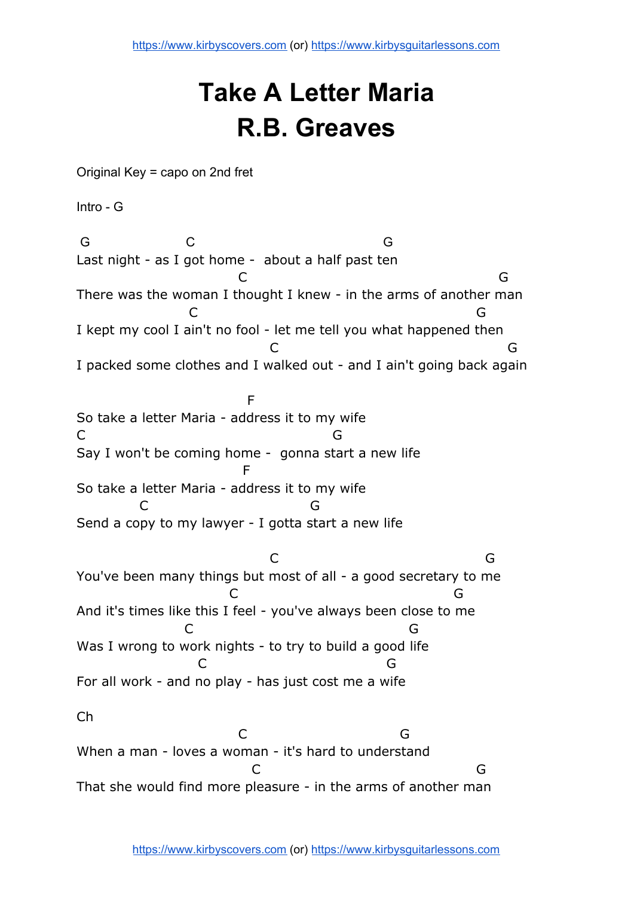# Take A Letter Maria
# R.B. Greaves

Original Key = capo on 2nd fret

Intro - G

```
 G                  C                                  G
Last night - as I got home -  about a half past ten
                             C                                          G
There was the woman I thought I knew - in the arms of another man
                    C                                        G
I kept my cool I ain't no fool - let me tell you what happened then
                                   C                                     G
I packed some clothes and I walked out - and I ain't going back again

                              F
So take a letter Maria - address it to my wife
C                                      G
Say I won't be coming home -  gonna start a new life
                             F
So take a letter Maria - address it to my wife
            C                        G
Send a copy to my lawyer - I gotta start a new life

                                   C                              G
You've been many things but most of all - a good secretary to me
                              C                             G
And it's times like this I feel - you've always been close to me
                    C                              G
Was I wrong to work nights - to try to build a good life
                      C                        G
For all work - and no play - has just cost me a wife

Ch
                             C                          G
When a man - loves a woman - it's hard to understand
                                C                                G
That she would find more pleasure - in the arms of another man
```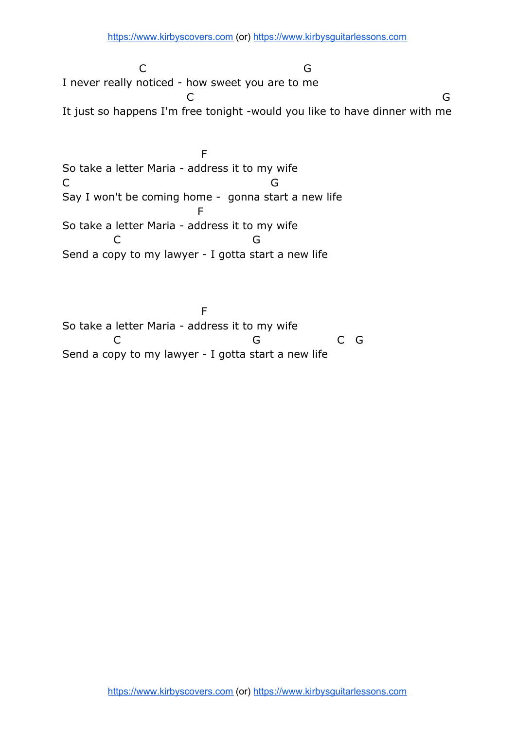```
                 C                                      G
I never really noticed - how sweet you are to me
                            C                                          G
It just so happens I'm free tonight -would you like to have dinner with me


                                F
So take a letter Maria - address it to my wife
C                                        G
Say I won't be coming home -  gonna start a new life
                               F
So take a letter Maria - address it to my wife
            C                             G
Send a copy to my lawyer - I gotta start a new life



                                F
So take a letter Maria - address it to my wife
            C                             G                C   G
Send a copy to my lawyer - I gotta start a new life
```